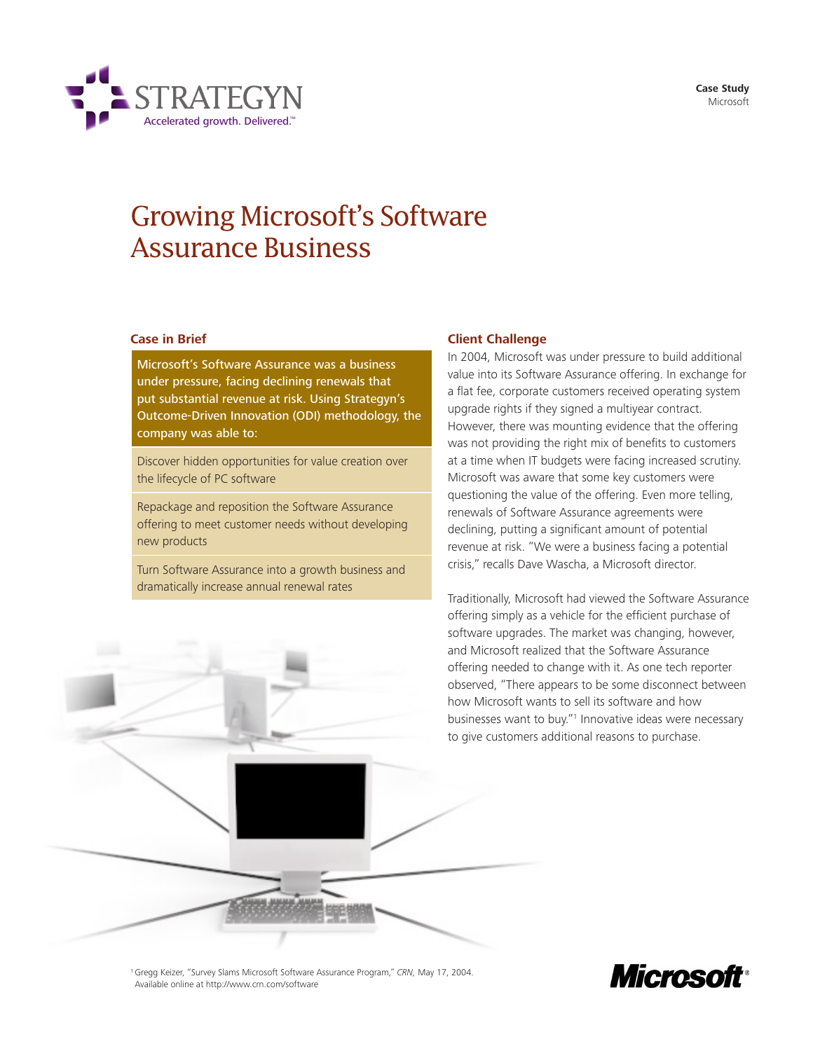STRATEGYN

Accelerated growth. Delivered.™

**Case Study**
Microsoft

# Growing Microsoft's Software Assurance Business

## Case in Brief

**Microsoft's Software Assurance was a business under pressure, facing declining renewals that put substantial revenue at risk. Using Strategyn's Outcome-Driven Innovation (ODI) methodology, the company was able to:**

- Discover hidden opportunities for value creation over the lifecycle of PC software
- Repackage and reposition the Software Assurance offering to meet customer needs without developing new products
- Turn Software Assurance into a growth business and dramatically increase annual renewal rates

## Client Challenge

In 2004, Microsoft was under pressure to build additional value into its Software Assurance offering. In exchange for a flat fee, corporate customers received operating system upgrade rights if they signed a multiyear contract. However, there was mounting evidence that the offering was not providing the right mix of benefits to customers at a time when IT budgets were facing increased scrutiny. Microsoft was aware that some key customers were questioning the value of the offering. Even more telling, renewals of Software Assurance agreements were declining, putting a significant amount of potential revenue at risk. "We were a business facing a potential crisis," recalls Dave Wascha, a Microsoft director.

Traditionally, Microsoft had viewed the Software Assurance offering simply as a vehicle for the efficient purchase of software upgrades. The market was changing, however, and Microsoft realized that the Software Assurance offering needed to change with it. As one tech reporter observed, "There appears to be some disconnect between how Microsoft wants to sell its software and how businesses want to buy."[1] Innovative ideas were necessary to give customers additional reasons to purchase.

[1] Gregg Keizer, "Survey Slams Microsoft Software Assurance Program," *CRN,* May 17, 2004. Available online at http://www.crn.com/software

Microsoft®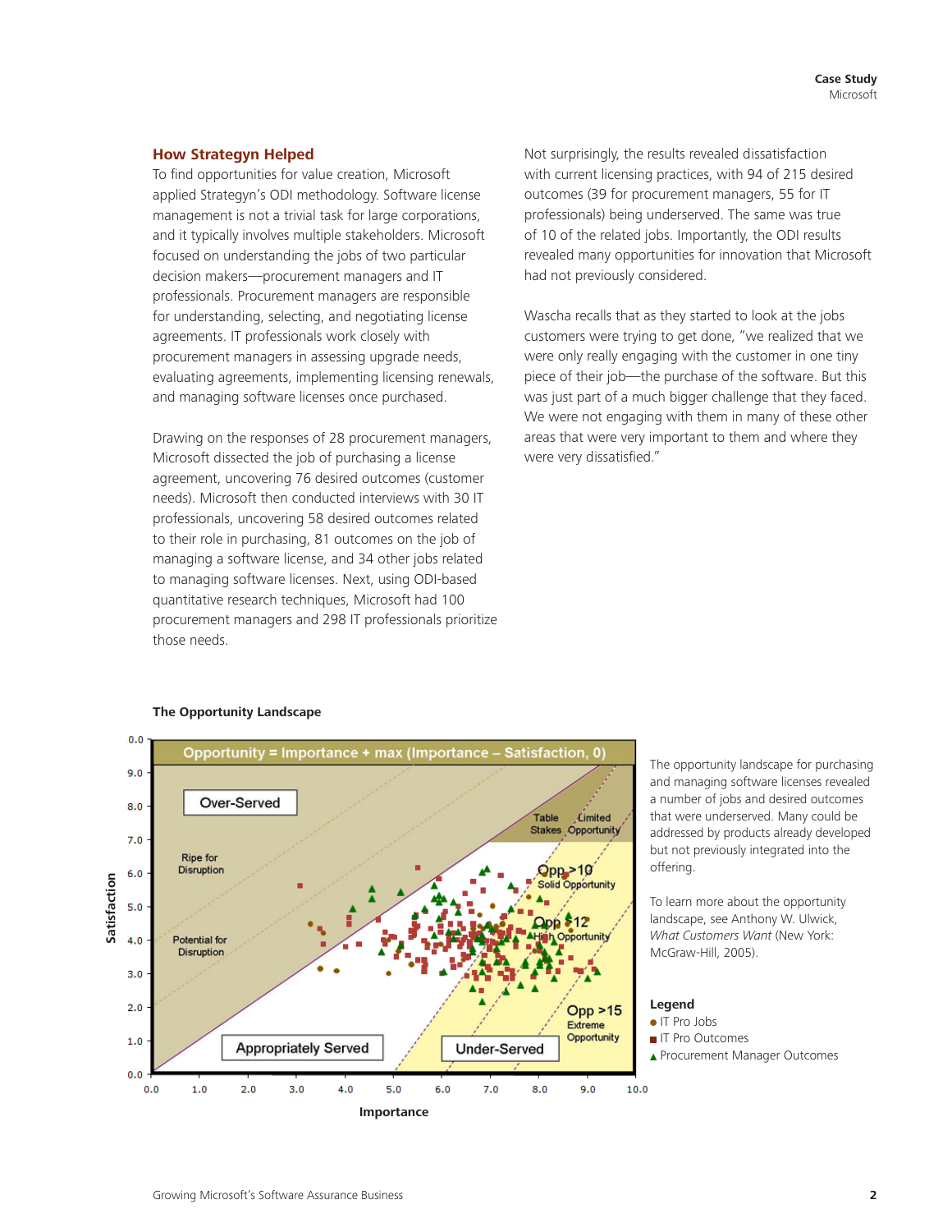## How Strategyn Helped

To find opportunities for value creation, Microsoft applied Strategyn's ODI methodology. Software license management is not a trivial task for large corporations, and it typically involves multiple stakeholders. Microsoft focused on understanding the jobs of two particular decision makers—procurement managers and IT professionals. Procurement managers are responsible for understanding, selecting, and negotiating license agreements. IT professionals work closely with procurement managers in assessing upgrade needs, evaluating agreements, implementing licensing renewals, and managing software licenses once purchased.

Drawing on the responses of 28 procurement managers, Microsoft dissected the job of purchasing a license agreement, uncovering 76 desired outcomes (customer needs). Microsoft then conducted interviews with 30 IT professionals, uncovering 58 desired outcomes related to their role in purchasing, 81 outcomes on the job of managing a software license, and 34 other jobs related to managing software licenses. Next, using ODI-based quantitative research techniques, Microsoft had 100 procurement managers and 298 IT professionals prioritize those needs.

Not surprisingly, the results revealed dissatisfaction with current licensing practices, with 94 of 215 desired outcomes (39 for procurement managers, 55 for IT professionals) being underserved. The same was true of 10 of the related jobs. Importantly, the ODI results revealed many opportunities for innovation that Microsoft had not previously considered.

Wascha recalls that as they started to look at the jobs customers were trying to get done, "we realized that we were only really engaging with the customer in one tiny piece of their job—the purchase of the software. But this was just part of a much bigger challenge that they faced. We were not engaging with them in many of these other areas that were very important to them and where they were very dissatisfied."

**The Opportunity Landscape**

Opportunity = Importance + max (Importance – Satisfaction, 0)

Over-Served · Ripe for Disruption · Potential for Disruption · Appropriately Served · Under-Served · Table Stakes · Limited Opportunity · Opp >10 Solid Opportunity · Opp >12 High Opportunity · Opp >15 Extreme Opportunity

Satisfaction (0.0–10.0) vs. Importance (0.0–10.0)

The opportunity landscape for purchasing and managing software licenses revealed a number of jobs and desired outcomes that were underserved. Many could be addressed by products already developed but not previously integrated into the offering.

To learn more about the opportunity landscape, see Anthony W. Ulwick, *What Customers Want* (New York: McGraw-Hill, 2005).

**Legend**

- ● IT Pro Jobs
- ■ IT Pro Outcomes
- ▲ Procurement Manager Outcomes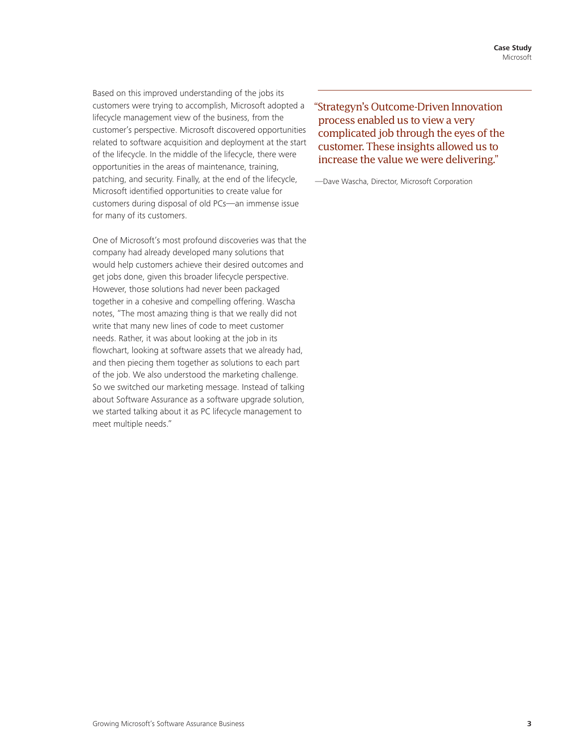Based on this improved understanding of the jobs its customers were trying to accomplish, Microsoft adopted a lifecycle management view of the business, from the customer's perspective. Microsoft discovered opportunities related to software acquisition and deployment at the start of the lifecycle. In the middle of the lifecycle, there were opportunities in the areas of maintenance, training, patching, and security. Finally, at the end of the lifecycle, Microsoft identified opportunities to create value for customers during disposal of old PCs—an immense issue for many of its customers.

One of Microsoft's most profound discoveries was that the company had already developed many solutions that would help customers achieve their desired outcomes and get jobs done, given this broader lifecycle perspective. However, those solutions had never been packaged together in a cohesive and compelling offering. Wascha notes, "The most amazing thing is that we really did not write that many new lines of code to meet customer needs. Rather, it was about looking at the job in its flowchart, looking at software assets that we already had, and then piecing them together as solutions to each part of the job. We also understood the marketing challenge. So we switched our marketing message. Instead of talking about Software Assurance as a software upgrade solution, we started talking about it as PC lifecycle management to meet multiple needs."

> "Strategyn's Outcome-Driven Innovation process enabled us to view a very complicated job through the eyes of the customer. These insights allowed us to increase the value we were delivering."
>
> —Dave Wascha, Director, Microsoft Corporation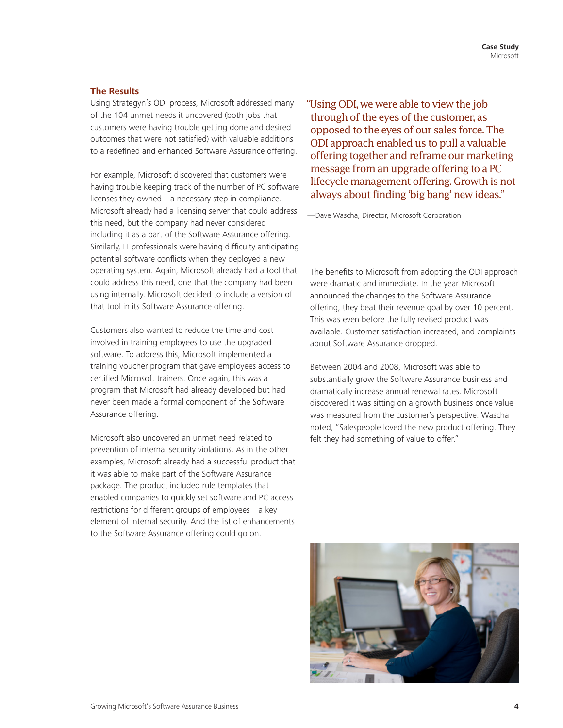## The Results

Using Strategyn's ODI process, Microsoft addressed many of the 104 unmet needs it uncovered (both jobs that customers were having trouble getting done and desired outcomes that were not satisfied) with valuable additions to a redefined and enhanced Software Assurance offering.

For example, Microsoft discovered that customers were having trouble keeping track of the number of PC software licenses they owned—a necessary step in compliance. Microsoft already had a licensing server that could address this need, but the company had never considered including it as a part of the Software Assurance offering. Similarly, IT professionals were having difficulty anticipating potential software conflicts when they deployed a new operating system. Again, Microsoft already had a tool that could address this need, one that the company had been using internally. Microsoft decided to include a version of that tool in its Software Assurance offering.

Customers also wanted to reduce the time and cost involved in training employees to use the upgraded software. To address this, Microsoft implemented a training voucher program that gave employees access to certified Microsoft trainers. Once again, this was a program that Microsoft had already developed but had never been made a formal component of the Software Assurance offering.

Microsoft also uncovered an unmet need related to prevention of internal security violations. As in the other examples, Microsoft already had a successful product that it was able to make part of the Software Assurance package. The product included rule templates that enabled companies to quickly set software and PC access restrictions for different groups of employees—a key element of internal security. And the list of enhancements to the Software Assurance offering could go on.

> "Using ODI, we were able to view the job through of the eyes of the customer, as opposed to the eyes of our sales force. The ODI approach enabled us to pull a valuable offering together and reframe our marketing message from an upgrade offering to a PC lifecycle management offering. Growth is not always about finding 'big bang' new ideas."
>
> —Dave Wascha, Director, Microsoft Corporation

The benefits to Microsoft from adopting the ODI approach were dramatic and immediate. In the year Microsoft announced the changes to the Software Assurance offering, they beat their revenue goal by over 10 percent. This was even before the fully revised product was available. Customer satisfaction increased, and complaints about Software Assurance dropped.

Between 2004 and 2008, Microsoft was able to substantially grow the Software Assurance business and dramatically increase annual renewal rates. Microsoft discovered it was sitting on a growth business once value was measured from the customer's perspective. Wascha noted, "Salespeople loved the new product offering. They felt they had something of value to offer."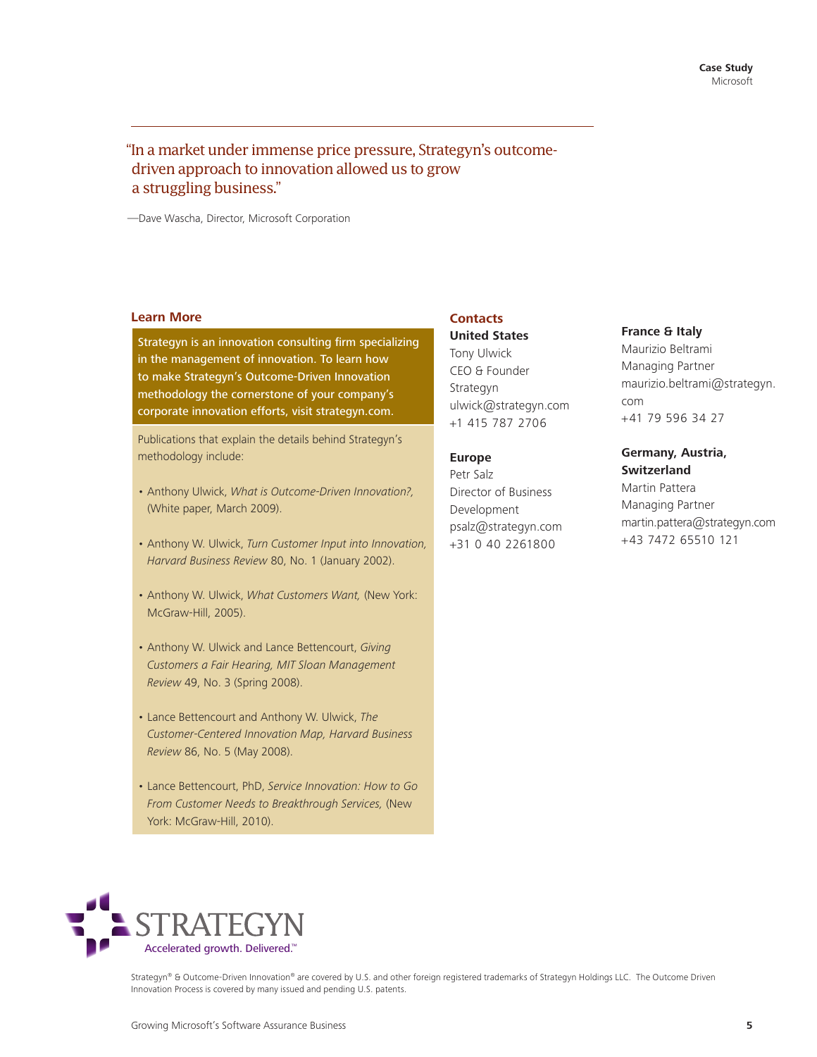"In a market under immense price pressure, Strategyn's outcome-driven approach to innovation allowed us to grow a struggling business."

—Dave Wascha, Director, Microsoft Corporation

## Learn More

**Strategyn is an innovation consulting firm specializing in the management of innovation. To learn how to make Strategyn's Outcome-Driven Innovation methodology the cornerstone of your company's corporate innovation efforts, visit strategyn.com.**

Publications that explain the details behind Strategyn's methodology include:

- Anthony Ulwick, *What is Outcome-Driven Innovation?,* (White paper, March 2009).
- Anthony W. Ulwick, *Turn Customer Input into Innovation, Harvard Business Review* 80, No. 1 (January 2002).
- Anthony W. Ulwick, *What Customers Want,* (New York: McGraw-Hill, 2005).
- Anthony W. Ulwick and Lance Bettencourt, *Giving Customers a Fair Hearing, MIT Sloan Management Review* 49, No. 3 (Spring 2008).
- Lance Bettencourt and Anthony W. Ulwick, *The Customer-Centered Innovation Map, Harvard Business Review* 86, No. 5 (May 2008).
- Lance Bettencourt, PhD, *Service Innovation: How to Go From Customer Needs to Breakthrough Services,* (New York: McGraw-Hill, 2010).

## Contacts

**United States**
Tony Ulwick
CEO & Founder
Strategyn
ulwick@strategyn.com
+1 415 787 2706

**Europe**
Petr Salz
Director of Business Development
psalz@strategyn.com
+31 0 40 2261800

**France & Italy**
Maurizio Beltrami
Managing Partner
maurizio.beltrami@strategyn.com
+41 79 596 34 27

**Germany, Austria, Switzerland**
Martin Pattera
Managing Partner
martin.pattera@strategyn.com
+43 7472 65510 121

STRATEGYN
Accelerated growth. Delivered.™

Strategyn® & Outcome-Driven Innovation® are covered by U.S. and other foreign registered trademarks of Strategyn Holdings LLC. The Outcome Driven Innovation Process is covered by many issued and pending U.S. patents.